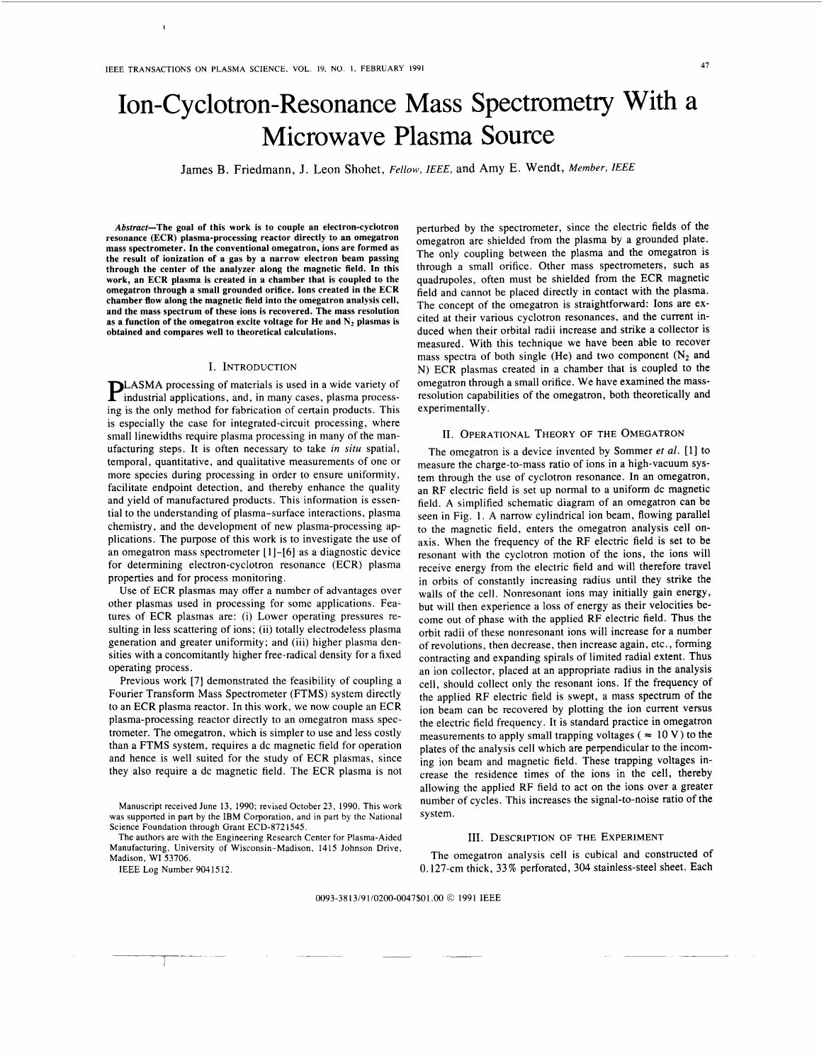# Ion-Cyclotron-Resonance Mass Spectrometry With a Microwave Plasma Source

James B. Friedmann, J. Leon Shohet, *Fellow, IEEE*, and Amy E. Wendt, *Member, IEEE*

***Abstract*—The goal of this work is to couple an electron-cyclotron resonance (ECR) plasma-processing reactor directly to an omegatron mass spectrometer. In the conventional omegatron, ions are formed as the result of ionization of a gas by a narrow electron beam passing through the center of the analyzer along the magnetic field. In this work, an ECR plasma is created in a chamber that is coupled to the omegatron through a small grounded orifice. Ions created in the ECR chamber flow along the magnetic field into the omegatron analysis cell, and the mass spectrum of these ions is recovered. The mass resolution as a function of the omegatron excite voltage for He and $N_2$ plasmas is obtained and compares well to theoretical calculations.**

## I. Introduction

Plasma processing of materials is used in a wide variety of industrial applications, and, in many cases, plasma processing is the only method for fabrication of certain products. This is especially the case for integrated-circuit processing, where small linewidths require plasma processing in many of the manufacturing steps. It is often necessary to take *in situ* spatial, temporal, quantitative, and qualitative measurements of one or more species during processing in order to ensure uniformity, facilitate endpoint detection, and thereby enhance the quality and yield of manufactured products. This information is essential to the understanding of plasma–surface interactions, plasma chemistry, and the development of new plasma-processing applications. The purpose of this work is to investigate the use of an omegatron mass spectrometer [1]–[6] as a diagnostic device for determining electron-cyclotron resonance (ECR) plasma properties and for process monitoring.

Use of ECR plasmas may offer a number of advantages over other plasmas used in processing for some applications. Features of ECR plasmas are: (i) Lower operating pressures resulting in less scattering of ions; (ii) totally electrodeless plasma generation and greater uniformity; and (iii) higher plasma densities with a concomitantly higher free-radical density for a fixed operating process.

Previous work [7] demonstrated the feasibility of coupling a Fourier Transform Mass Spectrometer (FTMS) system directly to an ECR plasma reactor. In this work, we now couple an ECR plasma-processing reactor directly to an omegatron mass spectrometer. The omegatron, which is simpler to use and less costly than a FTMS system, requires a dc magnetic field for operation and hence is well suited for the study of ECR plasmas, since they also require a dc magnetic field. The ECR plasma is not perturbed by the spectrometer, since the electric fields of the omegatron are shielded from the plasma by a grounded plate. The only coupling between the plasma and the omegatron is through a small orifice. Other mass spectrometers, such as quadrupoles, often must be shielded from the ECR magnetic field and cannot be placed directly in contact with the plasma. The concept of the omegatron is straightforward: Ions are excited at their various cyclotron resonances, and the current induced when their orbital radii increase and strike a collector is measured. With this technique we have been able to recover mass spectra of both single (He) and two component ($N_2$ and N) ECR plasmas created in a chamber that is coupled to the omegatron through a small orifice. We have examined the mass-resolution capabilities of the omegatron, both theoretically and experimentally.

Manuscript received June 13, 1990; revised October 23, 1990. This work was supported in part by the IBM Corporation, and in part by the National Science Foundation through Grant ECD-8721545.

The authors are with the Engineering Research Center for Plasma-Aided Manufacturing, University of Wisconsin-Madison, 1415 Johnson Drive, Madison, WI 53706.

IEEE Log Number 9041512.

## II. Operational Theory of the Omegatron

The omegatron is a device invented by Sommer *et al.* [1] to measure the charge-to-mass ratio of ions in a high-vacuum system through the use of cyclotron resonance. In an omegatron, an RF electric field is set up normal to a uniform dc magnetic field. A simplified schematic diagram of an omegatron can be seen in Fig. 1. A narrow cylindrical ion beam, flowing parallel to the magnetic field, enters the omegatron analysis cell on-axis. When the frequency of the RF electric field is set to be resonant with the cyclotron motion of the ions, the ions will receive energy from the electric field and will therefore travel in orbits of constantly increasing radius until they strike the walls of the cell. Nonresonant ions may initially gain energy, but will then experience a loss of energy as their velocities become out of phase with the applied RF electric field. Thus the orbit radii of these nonresonant ions will increase for a number of revolutions, then decrease, then increase again, etc., forming contracting and expanding spirals of limited radial extent. Thus an ion collector, placed at an appropriate radius in the analysis cell, should collect only the resonant ions. If the frequency of the applied RF electric field is swept, a mass spectrum of the ion beam can be recovered by plotting the ion current versus the electric field frequency. It is standard practice in omegatron measurements to apply small trapping voltages ($\approx$ 10 V) to the plates of the analysis cell which are perpendicular to the incoming ion beam and magnetic field. These trapping voltages increase the residence times of the ions in the cell, thereby allowing the applied RF field to act on the ions over a greater number of cycles. This increases the signal-to-noise ratio of the system.

## III. Description of the Experiment

The omegatron analysis cell is cubical and constructed of 0.127-cm thick, 33% perforated, 304 stainless-steel sheet. Each

0093-3813/91/0200-0047$01.00 © 1991 IEEE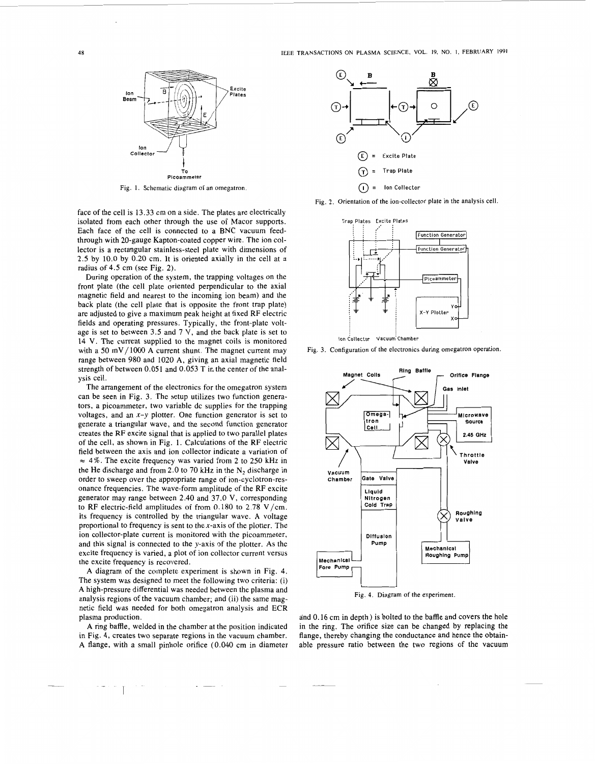Fig. 1. Schematic diagram of an omegatron.

face of the cell is 13.33 cm on a side. The plates are electrically isolated from each other through the use of Macor supports. Each face of the cell is connected to a BNC vacuum feedthrough with 20-gauge Kapton-coated copper wire. The ion collector is a rectangular stainless-steel plate with dimensions of 2.5 by 10.0 by 0.20 cm. It is oriented axially in the cell at a radius of 4.5 cm (see Fig. 2).

During operation of the system, the trapping voltages on the front plate (the cell plate oriented perpendicular to the axial magnetic field and nearest to the incoming ion beam) and the back plate (the cell plate that is opposite the front trap plate) are adjusted to give a maximum peak height at fixed RF electric fields and operating pressures. Typically, the front-plate voltage is set to between 3.5 and 7 V, and the back plate is set to 14 V. The current supplied to the magnet coils is monitored with a 50 mV/1000 A current shunt. The magnet current may range between 980 and 1020 A, giving an axial magnetic field strength of between 0.051 and 0.053 T in the center of the analysis cell.

The arrangement of the electronics for the omegatron system can be seen in Fig. 3. The setup utilizes two function generators, a picoammeter, two variable dc supplies for the trapping voltages, and an $x$-$y$ plotter. One function generator is set to generate a triangular wave, and the second function generator creates the RF excite signal that is applied to two parallel plates of the cell, as shown in Fig. 1. Calculations of the RF electric field between the axis and ion collector indicate a variation of $\approx 4\%$. The excite frequency was varied from 2 to 250 kHz in the He discharge and from 2.0 to 70 kHz in the $N_2$ discharge in order to sweep over the appropriate range of ion-cyclotron-resonance frequencies. The wave-form amplitude of the RF excite generator may range between 2.40 and 37.0 V, corresponding to RF electric-field amplitudes of from 0.180 to 2.78 V/cm. Its frequency is controlled by the triangular wave. A voltage proportional to frequency is sent to the $x$-axis of the plotter. The ion collector-plate current is monitored with the picoammeter, and this signal is connected to the $y$-axis of the plotter. As the excite frequency is varied, a plot of ion collector current versus the excite frequency is recovered.

A diagram of the complete experiment is shown in Fig. 4. The system was designed to meet the following two criteria: (i) A high-pressure differential was needed between the plasma and analysis regions of the vacuum chamber; and (ii) the same magnetic field was needed for both omegatron analysis and ECR plasma production.

A ring baffle, welded in the chamber at the position indicated in Fig. 4, creates two separate regions in the vacuum chamber. A flange, with a small pinhole orifice (0.040 cm in diameter and 0.16 cm in depth) is bolted to the baffle and covers the hole in the ring. The orifice size can be changed by replacing the flange, thereby changing the conductance and hence the obtainable pressure ratio between the two regions of the vacuum

Fig. 2. Orientation of the ion-collector plate in the analysis cell.

Fig. 3. Configuration of the electronics during omegatron operation.

Fig. 4. Diagram of the experiment.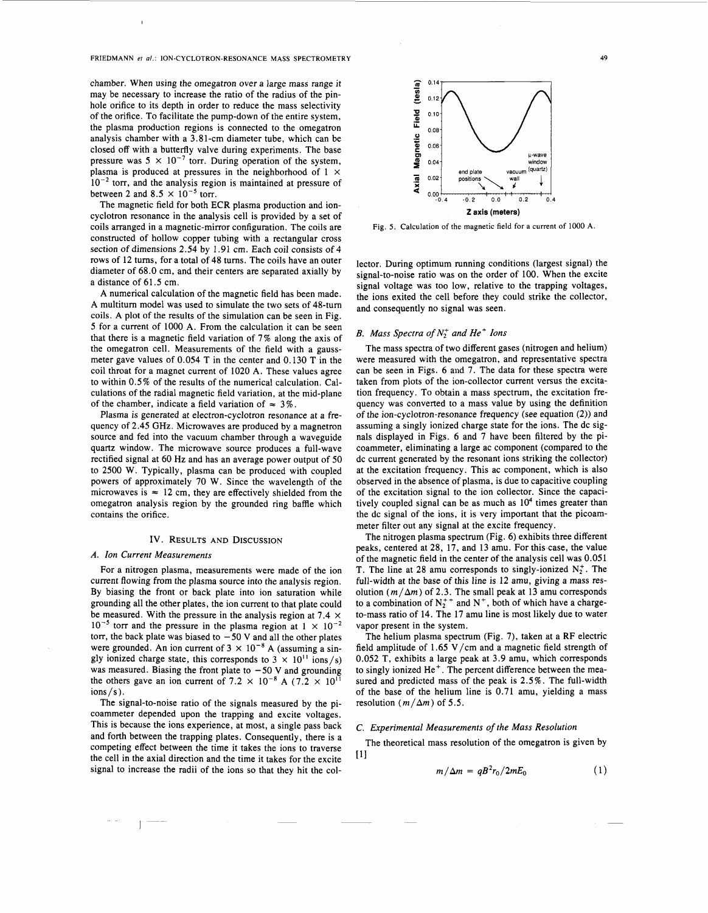chamber. When using the omegatron over a large mass range it may be necessary to increase the ratio of the radius of the pinhole orifice to its depth in order to reduce the mass selectivity of the orifice. To facilitate the pump-down of the entire system, the plasma production regions is connected to the omegatron analysis chamber with a 3.81-cm diameter tube, which can be closed off with a butterfly valve during experiments. The base pressure was $5 \times 10^{-7}$ torr. During operation of the system, plasma is produced at pressures in the neighborhood of $1 \times 10^{-2}$ torr, and the analysis region is maintained at pressure of between 2 and $8.5 \times 10^{-5}$ torr.

The magnetic field for both ECR plasma production and ion-cyclotron resonance in the analysis cell is provided by a set of coils arranged in a magnetic-mirror configuration. The coils are constructed of hollow copper tubing with a rectangular cross section of dimensions 2.54 by 1.91 cm. Each coil consists of 4 rows of 12 turns, for a total of 48 turns. The coils have an outer diameter of 68.0 cm, and their centers are separated axially by a distance of 61.5 cm.

A numerical calculation of the magnetic field has been made. A multiturn model was used to simulate the two sets of 48-turn coils. A plot of the results of the simulation can be seen in Fig. 5 for a current of 1000 A. From the calculation it can be seen that there is a magnetic field variation of 7% along the axis of the omegatron cell. Measurements of the field with a gaussmeter gave values of 0.054 T in the center and 0.130 T in the coil throat for a magnet current of 1020 A. These values agree to within 0.5% of the results of the numerical calculation. Calculations of the radial magnetic field variation, at the mid-plane of the chamber, indicate a field variation of $\approx 3\%$.

Plasma is generated at electron-cyclotron resonance at a frequency of 2.45 GHz. Microwaves are produced by a magnetron source and fed into the vacuum chamber through a waveguide quartz window. The microwave source produces a full-wave rectified signal at 60 Hz and has an average power output of 50 to 2500 W. Typically, plasma can be produced with coupled powers of approximately 70 W. Since the wavelength of the microwaves is $\approx 12$ cm, they are effectively shielded from the omegatron analysis region by the grounded ring baffle which contains the orifice.

Fig. 5. Calculation of the magnetic field for a current of 1000 A.

## IV. Results and Discussion

### A. Ion Current Measurements

For a nitrogen plasma, measurements were made of the ion current flowing from the plasma source into the analysis region. By biasing the front or back plate into ion saturation while grounding all the other plates, the ion current to that plate could be measured. With the pressure in the analysis region at $7.4 \times 10^{-5}$ torr and the pressure in the plasma region at $1 \times 10^{-2}$ torr, the back plate was biased to $-50$ V and all the other plates were grounded. An ion current of $3 \times 10^{-8}$ A (assuming a singly ionized charge state, this corresponds to $3 \times 10^{11}$ ions/s) was measured. Biasing the front plate to $-50$ V and grounding the others gave an ion current of $7.2 \times 10^{-8}$ A ($7.2 \times 10^{11}$ ions/s).

The signal-to-noise ratio of the signals measured by the picoammeter depended upon the trapping and excite voltages. This is because the ions experience, at most, a single pass back and forth between the trapping plates. Consequently, there is a competing effect between the time it takes the ions to traverse the cell in the axial direction and the time it takes for the excite signal to increase the radii of the ions so that they hit the collector. During optimum running conditions (largest signal) the signal-to-noise ratio was on the order of 100. When the excite signal voltage was too low, relative to the trapping voltages, the ions exited the cell before they could strike the collector, and consequently no signal was seen.

### B. Mass Spectra of $N_2^+$ and $He^+$ Ions

The mass spectra of two different gases (nitrogen and helium) were measured with the omegatron, and representative spectra can be seen in Figs. 6 and 7. The data for these spectra were taken from plots of the ion-collector current versus the excitation frequency. To obtain a mass spectrum, the excitation frequency was converted to a mass value by using the definition of the ion-cyclotron-resonance frequency (see equation (2)) and assuming a singly ionized charge state for the ions. The dc signals displayed in Figs. 6 and 7 have been filtered by the picoammeter, eliminating a large ac component (compared to the dc current generated by the resonant ions striking the collector) at the excitation frequency. This ac component, which is also observed in the absence of plasma, is due to capacitive coupling of the excitation signal to the ion collector. Since the capacitively coupled signal can be as much as $10^4$ times greater than the dc signal of the ions, it is very important that the picoammeter filter out any signal at the excite frequency.

The nitrogen plasma spectrum (Fig. 6) exhibits three different peaks, centered at 28, 17, and 13 amu. For this case, the value of the magnetic field in the center of the analysis cell was 0.051 T. The line at 28 amu corresponds to singly-ionized $N_2^+$. The full-width at the base of this line is 12 amu, giving a mass resolution ($m/\Delta m$) of 2.3. The small peak at 13 amu corresponds to a combination of $N_2^{++}$ and $N^+$, both of which have a charge-to-mass ratio of 14. The 17 amu line is most likely due to water vapor present in the system.

The helium plasma spectrum (Fig. 7), taken at a RF electric field amplitude of 1.65 V/cm and a magnetic field strength of 0.052 T, exhibits a large peak at 3.9 amu, which corresponds to singly ionized $He^+$. The percent difference between the measured and predicted mass of the peak is 2.5%. The full-width of the base of the helium line is 0.71 amu, yielding a mass resolution ($m/\Delta m$) of 5.5.

### C. Experimental Measurements of the Mass Resolution

The theoretical mass resolution of the omegatron is given by [1]

$$m/\Delta m = qB^2 r_0 / 2mE_0 \tag{1}$$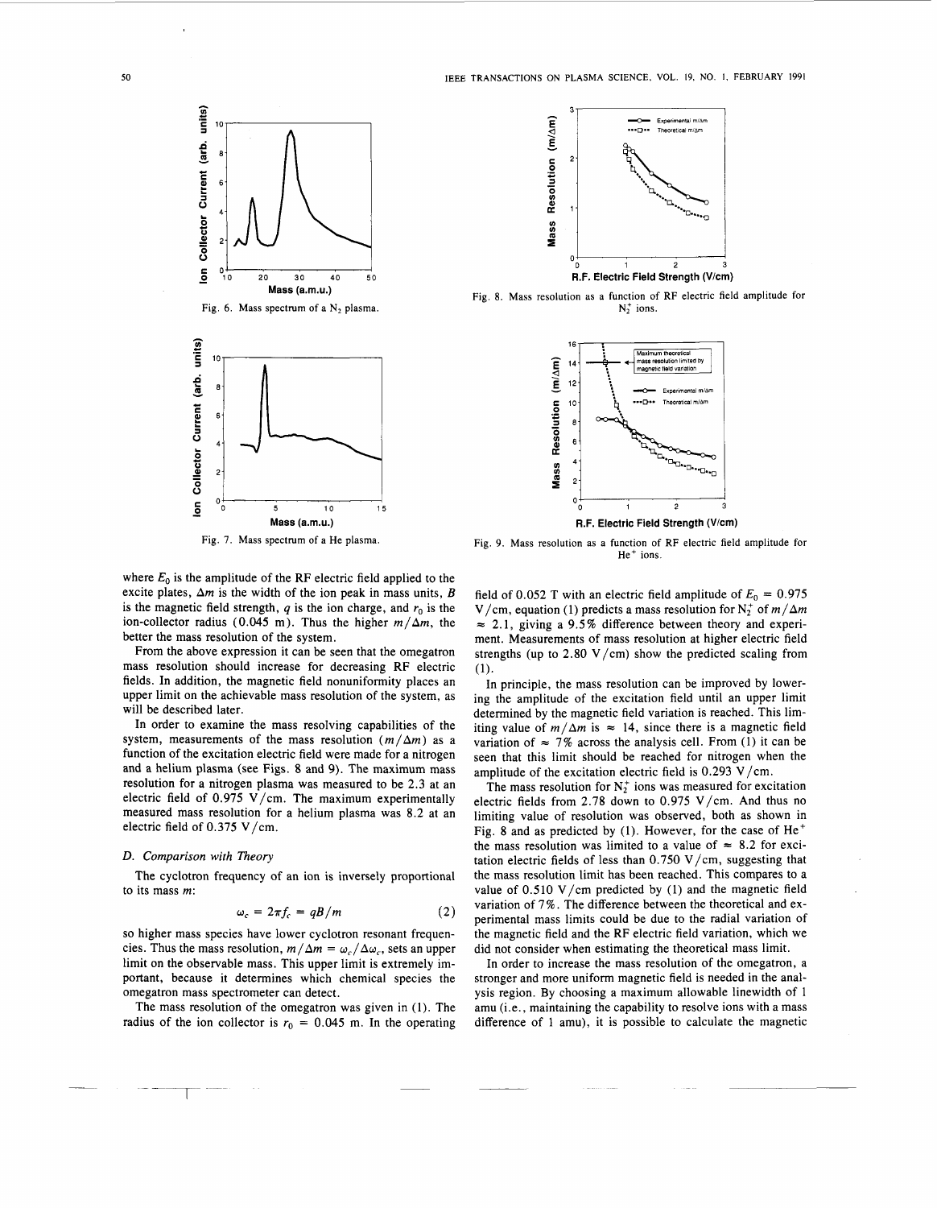Fig. 6. Mass spectrum of a $N_2$ plasma.

Fig. 7. Mass spectrum of a He plasma.

Fig. 8. Mass resolution as a function of RF electric field amplitude for $N_2^+$ ions.

Fig. 9. Mass resolution as a function of RF electric field amplitude for $He^+$ ions.

where $E_0$ is the amplitude of the RF electric field applied to the excite plates, $\Delta m$ is the width of the ion peak in mass units, $B$ is the magnetic field strength, $q$ is the ion charge, and $r_0$ is the ion-collector radius (0.045 m). Thus the higher $m/\Delta m$, the better the mass resolution of the system.

From the above expression it can be seen that the omegatron mass resolution should increase for decreasing RF electric fields. In addition, the magnetic field nonuniformity places an upper limit on the achievable mass resolution of the system, as will be described later.

In order to examine the mass resolving capabilities of the system, measurements of the mass resolution ($m/\Delta m$) as a function of the excitation electric field were made for a nitrogen and a helium plasma (see Figs. 8 and 9). The maximum mass resolution for a nitrogen plasma was measured to be 2.3 at an electric field of 0.975 V/cm. The maximum experimentally measured mass resolution for a helium plasma was 8.2 at an electric field of 0.375 V/cm.

### D. Comparison with Theory

The cyclotron frequency of an ion is inversely proportional to its mass $m$:

$$\omega_c = 2\pi f_c = qB/m \tag{2}$$

so higher mass species have lower cyclotron resonant frequencies. Thus the mass resolution, $m/\Delta m = \omega_c/\Delta\omega_c$, sets an upper limit on the observable mass. This upper limit is extremely important, because it determines which chemical species the omegatron mass spectrometer can detect.

The mass resolution of the omegatron was given in (1). The radius of the ion collector is $r_0 = 0.045$ m. In the operating field of 0.052 T with an electric field amplitude of $E_0 = 0.975$ V/cm, equation (1) predicts a mass resolution for $N_2^+$ of $m/\Delta m \approx 2.1$, giving a 9.5% difference between theory and experiment. Measurements of mass resolution at higher electric field strengths (up to 2.80 V/cm) show the predicted scaling from (1).

In principle, the mass resolution can be improved by lowering the amplitude of the excitation field until an upper limit determined by the magnetic field variation is reached. This limiting value of $m/\Delta m$ is $\approx 14$, since there is a magnetic field variation of $\approx 7\%$ across the analysis cell. From (1) it can be seen that this limit should be reached for nitrogen when the amplitude of the excitation electric field is 0.293 V/cm.

The mass resolution for $N_2^+$ ions was measured for excitation electric fields from 2.78 down to 0.975 V/cm. And thus no limiting value of resolution was observed, both as shown in Fig. 8 and as predicted by (1). However, for the case of $He^+$ the mass resolution was limited to a value of $\approx 8.2$ for excitation electric fields of less than 0.750 V/cm, suggesting that the mass resolution limit has been reached. This compares to a value of 0.510 V/cm predicted by (1) and the magnetic field variation of 7%. The difference between the theoretical and experimental mass limits could be due to the radial variation of the magnetic field and the RF electric field variation, which we did not consider when estimating the theoretical mass limit.

In order to increase the mass resolution of the omegatron, a stronger and more uniform magnetic field is needed in the analysis region. By choosing a maximum allowable linewidth of 1 amu (i.e., maintaining the capability to resolve ions with a mass difference of 1 amu), it is possible to calculate the magnetic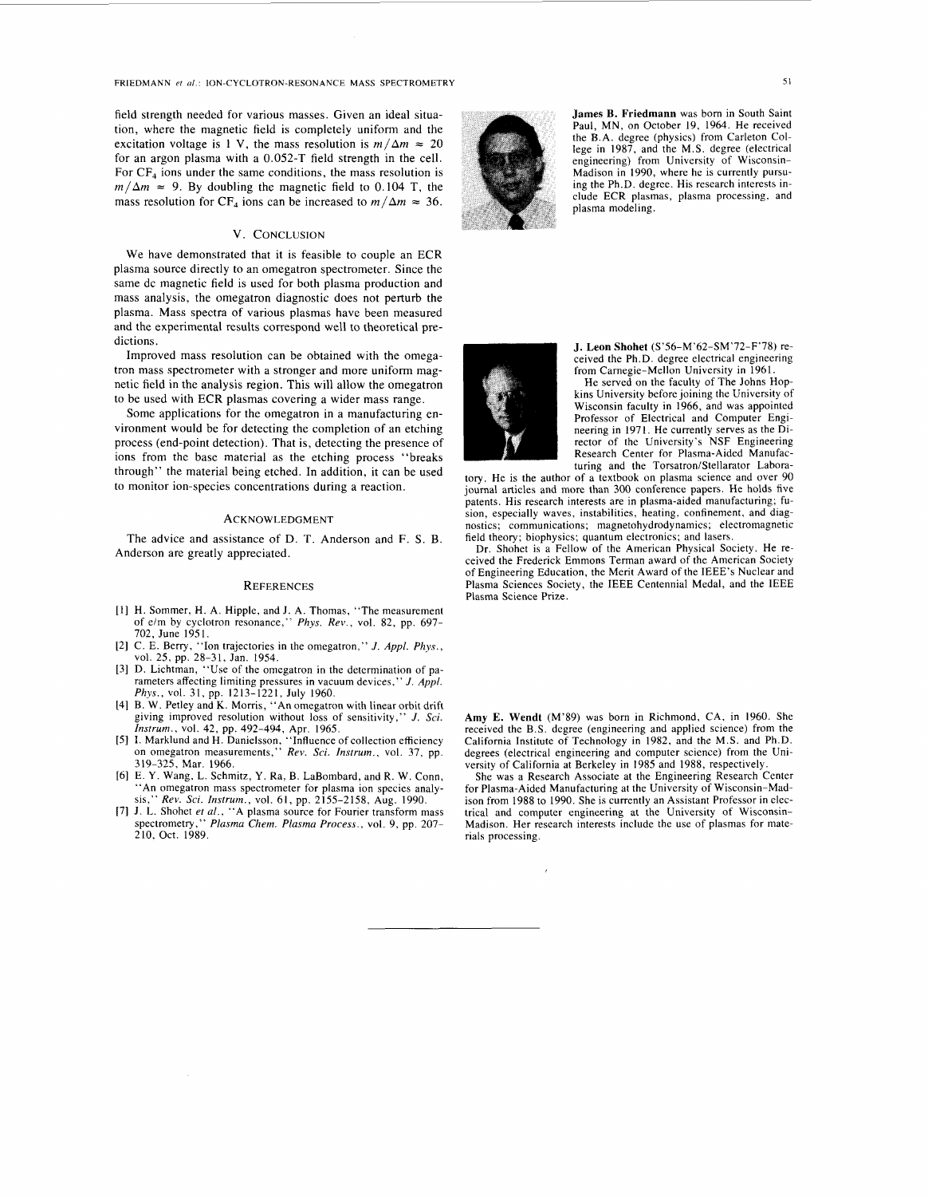field strength needed for various masses. Given an ideal situation, where the magnetic field is completely uniform and the excitation voltage is 1 V, the mass resolution is $m/\Delta m \approx 20$ for an argon plasma with a 0.052-T field strength in the cell. For $CF_4$ ions under the same conditions, the mass resolution is $m/\Delta m \approx 9$. By doubling the magnetic field to 0.104 T, the mass resolution for $CF_4$ ions can be increased to $m/\Delta m \approx 36$.

## V. Conclusion

We have demonstrated that it is feasible to couple an ECR plasma source directly to an omegatron spectrometer. Since the same dc magnetic field is used for both plasma production and mass analysis, the omegatron diagnostic does not perturb the plasma. Mass spectra of various plasmas have been measured and the experimental results correspond well to theoretical predictions.

Improved mass resolution can be obtained with the omegatron mass spectrometer with a stronger and more uniform magnetic field in the analysis region. This will allow the omegatron to be used with ECR plasmas covering a wider mass range.

Some applications for the omegatron in a manufacturing environment would be for detecting the completion of an etching process (end-point detection). That is, detecting the presence of ions from the base material as the etching process "breaks through" the material being etched. In addition, it can be used to monitor ion-species concentrations during a reaction.

## Acknowledgment

The advice and assistance of D. T. Anderson and F. S. B. Anderson are greatly appreciated.

## References

[1] H. Sommer, H. A. Hipple, and J. A. Thomas, "The measurement of e/m by cyclotron resonance," *Phys. Rev.*, vol. 82, pp. 697–702, June 1951.

[2] C. E. Berry, "Ion trajectories in the omegatron," *J. Appl. Phys.*, vol. 25, pp. 28–31, Jan. 1954.

[3] D. Lichtman, "Use of the omegatron in the determination of parameters affecting limiting pressures in vacuum devices," *J. Appl. Phys.*, vol. 31, pp. 1213–1221, July 1960.

[4] B. W. Petley and K. Morris, "An omegatron with linear orbit drift giving improved resolution without loss of sensitivity," *J. Sci. Instrum.*, vol. 42, pp. 492–494, Apr. 1965.

[5] I. Marklund and H. Danielsson, "Influence of collection efficiency on omegatron measurements," *Rev. Sci. Instrum.*, vol. 37, pp. 319–325, Mar. 1966.

[6] E. Y. Wang, L. Schmitz, Y. Ra, B. LaBombard, and R. W. Conn, "An omegatron mass spectrometer for plasma ion species analysis," *Rev. Sci. Instrum.*, vol. 61, pp. 2155–2158, Aug. 1990.

[7] J. L. Shohet *et al.*, "A plasma source for Fourier transform mass spectrometry," *Plasma Chem. Plasma Process.*, vol. 9, pp. 207–210, Oct. 1989.

**James B. Friedmann** was born in South Saint Paul, MN, on October 19, 1964. He received the B.A. degree (physics) from Carleton College in 1987, and the M.S. degree (electrical engineering) from University of Wisconsin–Madison in 1990, where he is currently pursuing the Ph.D. degree. His research interests include ECR plasmas, plasma processing, and plasma modeling.

**J. Leon Shohet** (S'56–M'62–SM'72–F'78) received the Ph.D. degree electrical engineering from Carnegie-Mellon University in 1961.

He served on the faculty of The Johns Hopkins University before joining the University of Wisconsin faculty in 1966, and was appointed Professor of Electrical and Computer Engineering in 1971. He currently serves as the Director of the University's NSF Engineering Research Center for Plasma-Aided Manufacturing and the Torsatron/Stellarator Laboratory. He is the author of a textbook on plasma science and over 90 journal articles and more than 300 conference papers. He holds five patents. His research interests are in plasma-aided manufacturing; fusion, especially waves, instabilities, heating, confinement, and diagnostics; communications; magnetohydrodynamics; electromagnetic field theory; biophysics; quantum electronics; and lasers.

Dr. Shohet is a Fellow of the American Physical Society. He received the Frederick Emmons Terman award of the American Society of Engineering Education, the Merit Award of the IEEE's Nuclear and Plasma Sciences Society, the IEEE Centennial Medal, and the IEEE Plasma Science Prize.

**Amy E. Wendt** (M'89) was born in Richmond, CA, in 1960. She received the B.S. degree (engineering and applied science) from the California Institute of Technology in 1982, and the M.S. and Ph.D. degrees (electrical engineering and computer science) from the University of California at Berkeley in 1985 and 1988, respectively.

She was a Research Associate at the Engineering Research Center for Plasma-Aided Manufacturing at the University of Wisconsin–Madison from 1988 to 1990. She is currently an Assistant Professor in electrical and computer engineering at the University of Wisconsin–Madison. Her research interests include the use of plasmas for materials processing.